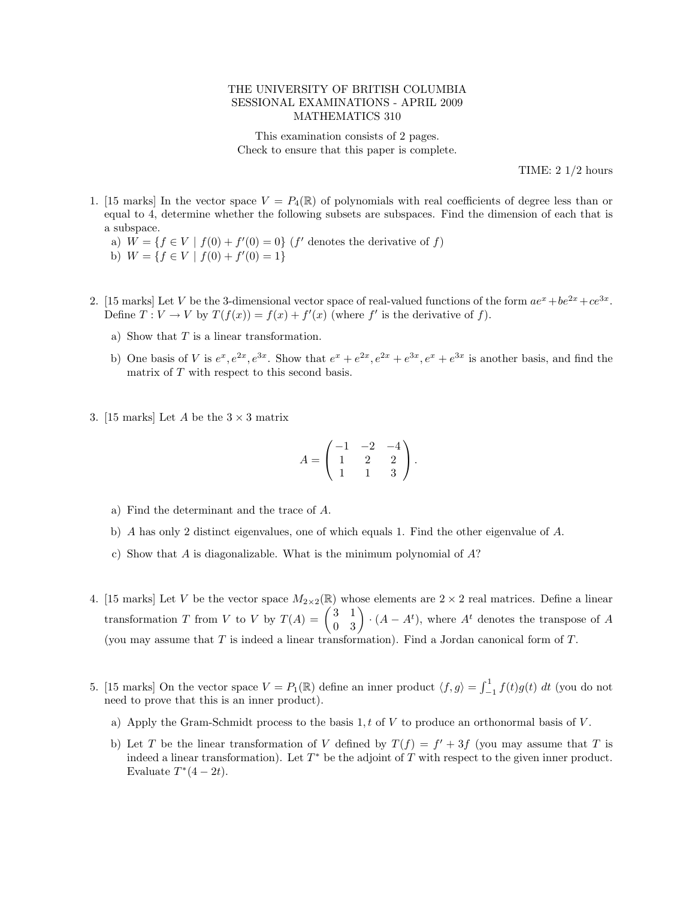THE UNIVERSITY OF BRITISH COLUMBIA
SESSIONAL EXAMINATIONS - APRIL 2009
MATHEMATICS 310

This examination consists of 2 pages.
Check to ensure that this paper is complete.

TIME: 2 1/2 hours

1. [15 marks] In the vector space $V = P_4(\mathbb{R})$ of polynomials with real coefficients of degree less than or equal to 4, determine whether the following subsets are subspaces. Find the dimension of each that is a subspace.
   a) $W = \{f \in V \mid f(0) + f'(0) = 0\}$ ($f'$ denotes the derivative of $f$)
   b) $W = \{f \in V \mid f(0) + f'(0) = 1\}$

2. [15 marks] Let $V$ be the 3-dimensional vector space of real-valued functions of the form $ae^x + be^{2x} + ce^{3x}$. Define $T : V \to V$ by $T(f(x)) = f(x) + f'(x)$ (where $f'$ is the derivative of $f$).

   a) Show that $T$ is a linear transformation.

   b) One basis of $V$ is $e^x, e^{2x}, e^{3x}$. Show that $e^x + e^{2x}, e^{2x} + e^{3x}, e^x + e^{3x}$ is another basis, and find the matrix of $T$ with respect to this second basis.

3. [15 marks] Let $A$ be the $3 \times 3$ matrix

$$A = \begin{pmatrix} -1 & -2 & -4 \\ 1 & 2 & 2 \\ 1 & 1 & 3 \end{pmatrix}.$$

   a) Find the determinant and the trace of $A$.

   b) $A$ has only 2 distinct eigenvalues, one of which equals 1. Find the other eigenvalue of $A$.

   c) Show that $A$ is diagonalizable. What is the minimum polynomial of $A$?

4. [15 marks] Let $V$ be the vector space $M_{2\times 2}(\mathbb{R})$ whose elements are $2 \times 2$ real matrices. Define a linear transformation $T$ from $V$ to $V$ by $T(A) = \begin{pmatrix} 3 & 1 \\ 0 & 3 \end{pmatrix} \cdot (A - A^t)$, where $A^t$ denotes the transpose of $A$ (you may assume that $T$ is indeed a linear transformation). Find a Jordan canonical form of $T$.

5. [15 marks] On the vector space $V = P_1(\mathbb{R})$ define an inner product $\langle f, g\rangle = \int_{-1}^{1} f(t)g(t)\, dt$ (you do not need to prove that this is an inner product).

   a) Apply the Gram-Schmidt process to the basis $1, t$ of $V$ to produce an orthonormal basis of $V$.

   b) Let $T$ be the linear transformation of $V$ defined by $T(f) = f' + 3f$ (you may assume that $T$ is indeed a linear transformation). Let $T^*$ be the adjoint of $T$ with respect to the given inner product. Evaluate $T^*(4 - 2t)$.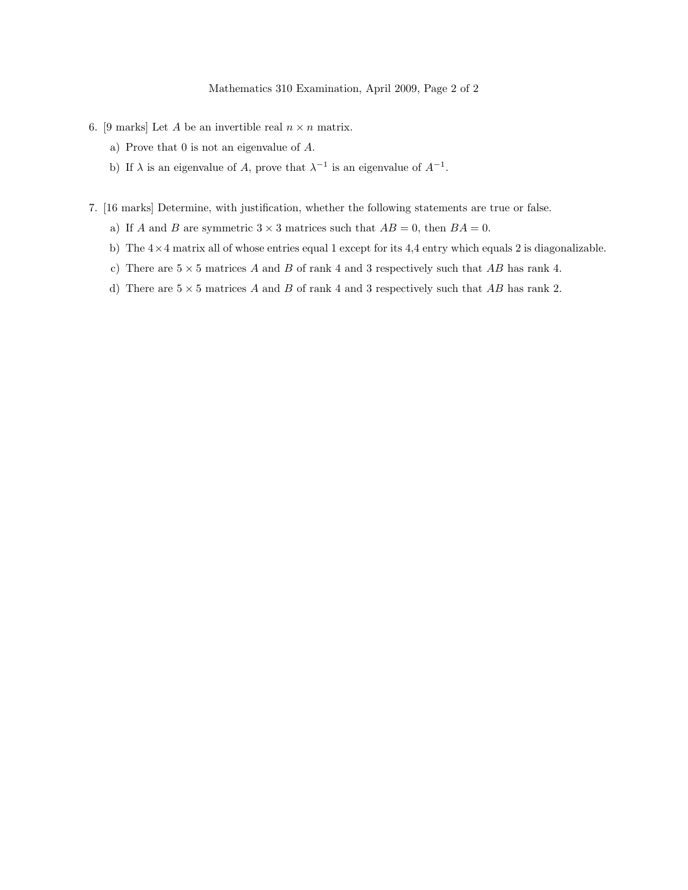6. [9 marks] Let $A$ be an invertible real $n \times n$ matrix.

   a) Prove that 0 is not an eigenvalue of $A$.

   b) If $\lambda$ is an eigenvalue of $A$, prove that $\lambda^{-1}$ is an eigenvalue of $A^{-1}$.

7. [16 marks] Determine, with justification, whether the following statements are true or false.

   a) If $A$ and $B$ are symmetric $3 \times 3$ matrices such that $AB = 0$, then $BA = 0$.

   b) The $4 \times 4$ matrix all of whose entries equal 1 except for its 4,4 entry which equals 2 is diagonalizable.

   c) There are $5 \times 5$ matrices $A$ and $B$ of rank 4 and 3 respectively such that $AB$ has rank 4.

   d) There are $5 \times 5$ matrices $A$ and $B$ of rank 4 and 3 respectively such that $AB$ has rank 2.